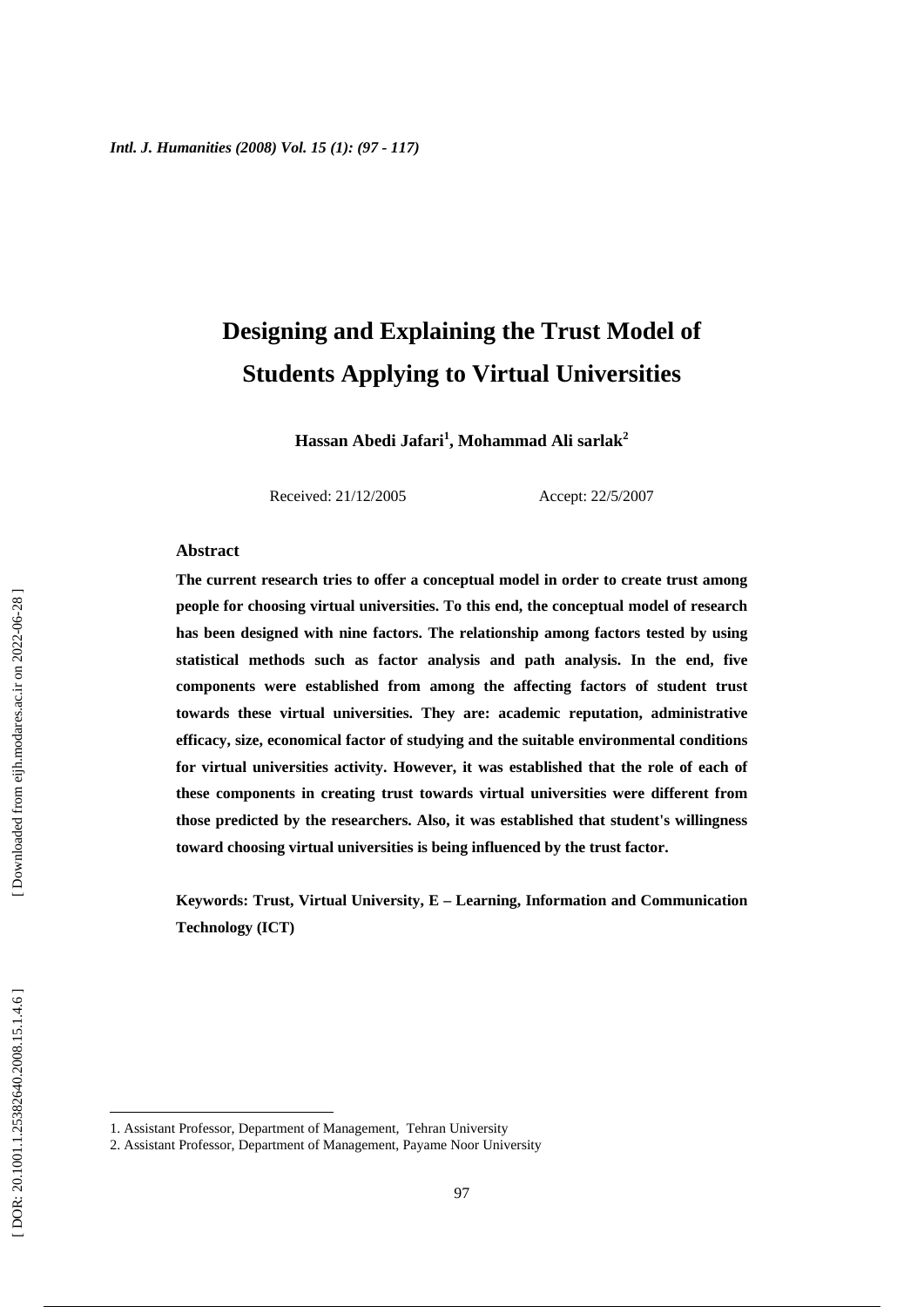# Designing and Explaining the Trust Model of Students Applying to Virtual Universities

**Hassan Abedi Jafari[1], Mohammad Ali sarlak[2]**

Received: 21/12/2005 Accept: 22/5/2007

## Abstract

**The current research tries to offer a conceptual model in order to create trust among people for choosing virtual universities. To this end, the conceptual model of research has been designed with nine factors. The relationship among factors tested by using statistical methods such as factor analysis and path analysis. In the end, five components were established from among the affecting factors of student trust towards these virtual universities. They are: academic reputation, administrative efficacy, size, economical factor of studying and the suitable environmental conditions for virtual universities activity. However, it was established that the role of each of these components in creating trust towards virtual universities were different from those predicted by the researchers. Also, it was established that student's willingness toward choosing virtual universities is being influenced by the trust factor.**

**Keywords: Trust, Virtual University, E – Learning, Information and Communication Technology (ICT)**

---

1. Assistant Professor, Department of Management, Tehran University
2. Assistant Professor, Department of Management, Payame Noor University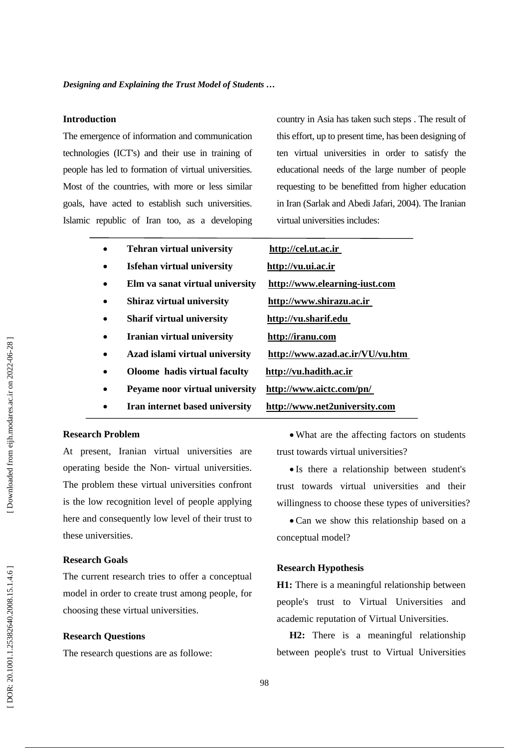## Introduction

The emergence of information and communication technologies (ICT's) and their use in training of people has led to formation of virtual universities. Most of the countries, with more or less similar goals, have acted to establish such universities. Islamic republic of Iran too, as a developing country in Asia has taken such steps . The result of this effort, up to present time, has been designing of ten virtual universities in order to satisfy the educational needs of the large number of people requesting to be benefitted from higher education in Iran (Sarlak and Abedi Jafari, 2004). The Iranian virtual universities includes:

- **Tehran virtual university** **http://cel.ut.ac.ir**
- **Isfehan virtual university** **http://vu.ui.ac.ir**
- **Elm va sanat virtual university** **http://www.elearning-iust.com**
- **Shiraz virtual university** **http://www.shirazu.ac.ir**
- **Sharif virtual university** **http://vu.sharif.edu**
- **Iranian virtual university** **http://iranu.com**
- **Azad islami virtual university** **http://www.azad.ac.ir/VU/vu.htm**
- **Oloome hadis virtual faculty** **http://vu.hadith.ac.ir**
- **Peyame noor virtual university** **http://www.aictc.com/pn/**
- **Iran internet based university** **http://www.net2university.com**

## Research Problem

At present, Iranian virtual universities are operating beside the Non- virtual universities. The problem these virtual universities confront is the low recognition level of people applying here and consequently low level of their trust to these universities.

## Research Goals

The current research tries to offer a conceptual model in order to create trust among people, for choosing these virtual universities.

## Research Questions

The research questions are as followe:

- What are the affecting factors on students trust towards virtual universities?
- Is there a relationship between student's trust towards virtual universities and their willingness to choose these types of universities?
- Can we show this relationship based on a conceptual model?

## Research Hypothesis

**H1:** There is a meaningful relationship between people's trust to Virtual Universities and academic reputation of Virtual Universities.

**H2:** There is a meaningful relationship between people's trust to Virtual Universities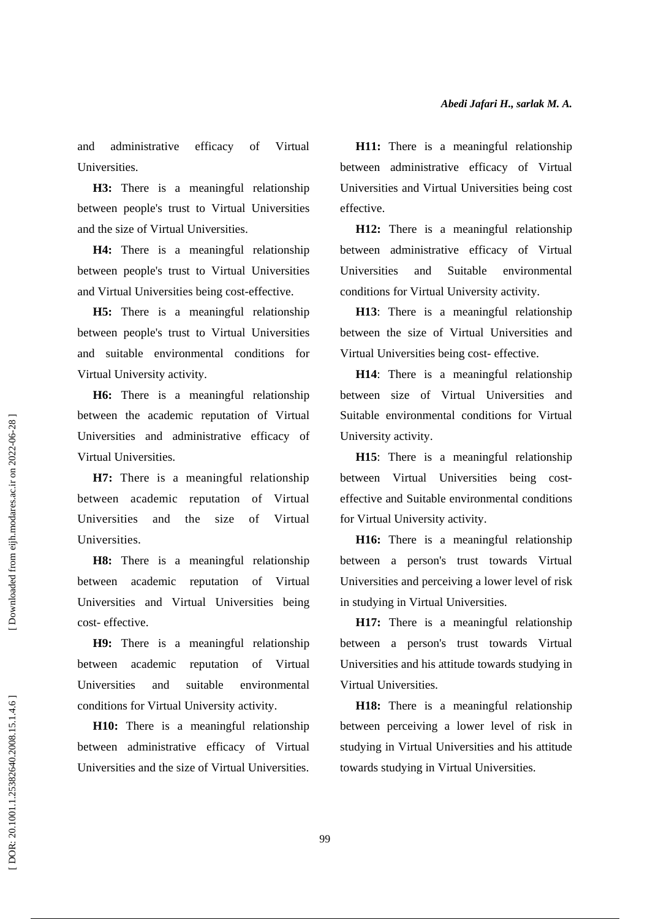and administrative efficacy of Virtual Universities.

**H3:** There is a meaningful relationship between people's trust to Virtual Universities and the size of Virtual Universities.

**H4:** There is a meaningful relationship between people's trust to Virtual Universities and Virtual Universities being cost-effective.

**H5:** There is a meaningful relationship between people's trust to Virtual Universities and suitable environmental conditions for Virtual University activity.

**H6:** There is a meaningful relationship between the academic reputation of Virtual Universities and administrative efficacy of Virtual Universities.

**H7:** There is a meaningful relationship between academic reputation of Virtual Universities and the size of Virtual Universities.

**H8:** There is a meaningful relationship between academic reputation of Virtual Universities and Virtual Universities being cost- effective.

**H9:** There is a meaningful relationship between academic reputation of Virtual Universities and suitable environmental conditions for Virtual University activity.

**H10:** There is a meaningful relationship between administrative efficacy of Virtual Universities and the size of Virtual Universities.

**H11:** There is a meaningful relationship between administrative efficacy of Virtual Universities and Virtual Universities being cost effective.

**H12:** There is a meaningful relationship between administrative efficacy of Virtual Universities and Suitable environmental conditions for Virtual University activity.

**H13**: There is a meaningful relationship between the size of Virtual Universities and Virtual Universities being cost- effective.

**H14**: There is a meaningful relationship between size of Virtual Universities and Suitable environmental conditions for Virtual University activity.

**H15**: There is a meaningful relationship between Virtual Universities being cost-effective and Suitable environmental conditions for Virtual University activity.

**H16:** There is a meaningful relationship between a person's trust towards Virtual Universities and perceiving a lower level of risk in studying in Virtual Universities.

**H17:** There is a meaningful relationship between a person's trust towards Virtual Universities and his attitude towards studying in Virtual Universities.

**H18:** There is a meaningful relationship between perceiving a lower level of risk in studying in Virtual Universities and his attitude towards studying in Virtual Universities.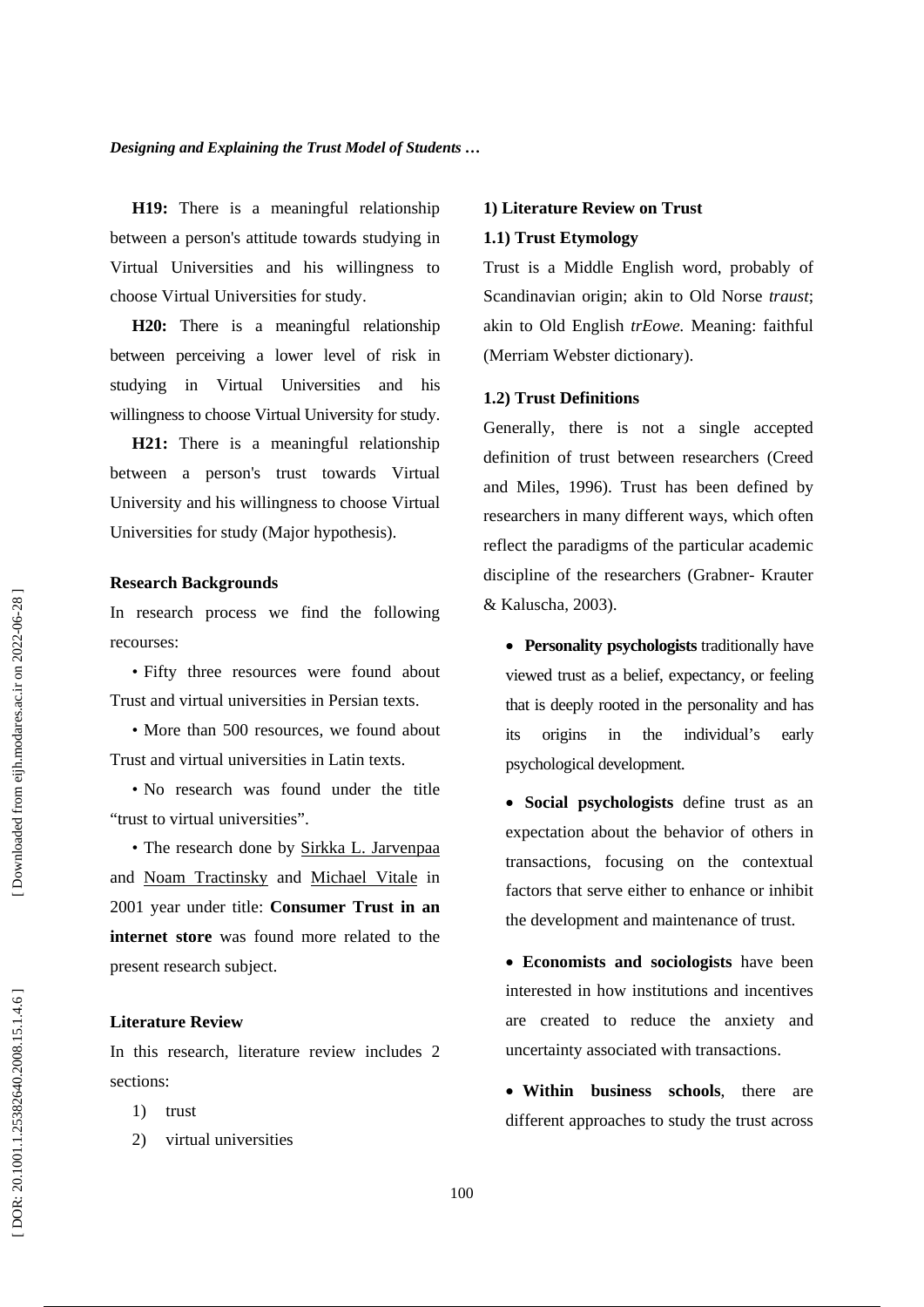**H19:** There is a meaningful relationship between a person's attitude towards studying in Virtual Universities and his willingness to choose Virtual Universities for study.

**H20:** There is a meaningful relationship between perceiving a lower level of risk in studying in Virtual Universities and his willingness to choose Virtual University for study.

**H21:** There is a meaningful relationship between a person's trust towards Virtual University and his willingness to choose Virtual Universities for study (Major hypothesis).

### Research Backgrounds

In research process we find the following recourses:

• Fifty three resources were found about Trust and virtual universities in Persian texts.

• More than 500 resources, we found about Trust and virtual universities in Latin texts.

• No research was found under the title "trust to virtual universities".

• The research done by Sirkka L. Jarvenpaa and Noam Tractinsky and Michael Vitale in 2001 year under title: **Consumer Trust in an internet store** was found more related to the present research subject.

### Literature Review

In this research, literature review includes 2 sections:

1) trust
2) virtual universities

### 1) Literature Review on Trust

#### 1.1) Trust Etymology

Trust is a Middle English word, probably of Scandinavian origin; akin to Old Norse *traust*; akin to Old English *trEowe.* Meaning: faithful (Merriam Webster dictionary).

#### 1.2) Trust Definitions

Generally, there is not a single accepted definition of trust between researchers (Creed and Miles, 1996). Trust has been defined by researchers in many different ways, which often reflect the paradigms of the particular academic discipline of the researchers (Grabner- Krauter & Kaluscha, 2003).

- **Personality psychologists** traditionally have viewed trust as a belief, expectancy, or feeling that is deeply rooted in the personality and has its origins in the individual's early psychological development.
- **Social psychologists** define trust as an expectation about the behavior of others in transactions, focusing on the contextual factors that serve either to enhance or inhibit the development and maintenance of trust.
- **Economists and sociologists** have been interested in how institutions and incentives are created to reduce the anxiety and uncertainty associated with transactions.
- **Within business schools**, there are different approaches to study the trust across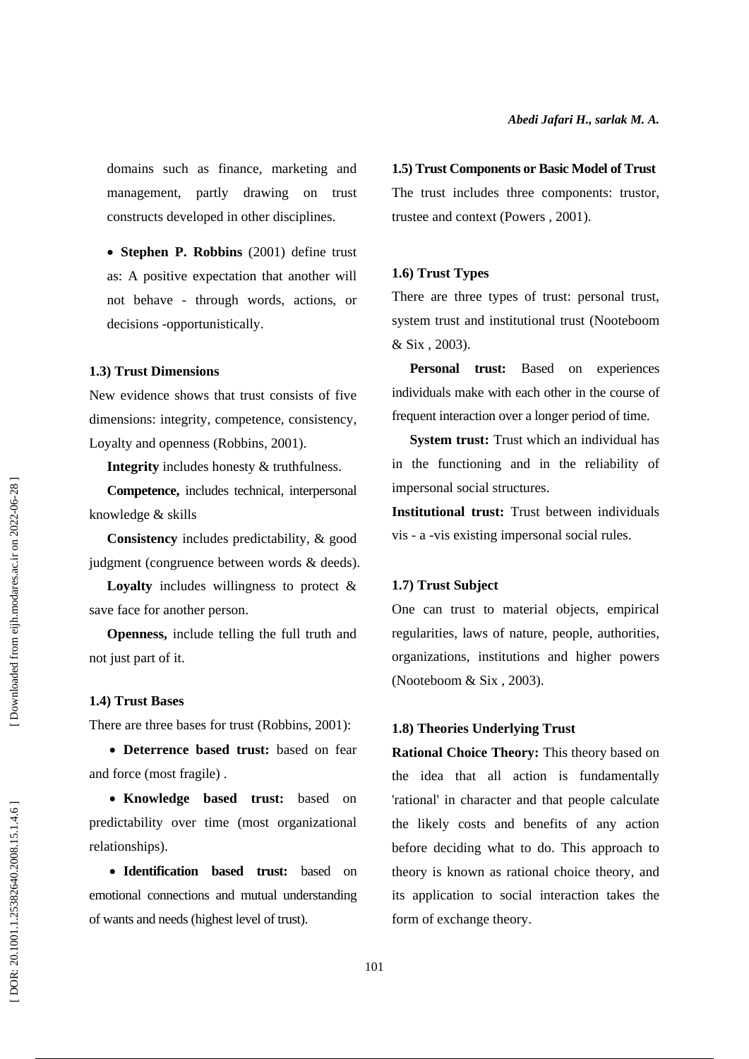domains such as finance, marketing and management, partly drawing on trust constructs developed in other disciplines.

- **Stephen P. Robbins** (2001) define trust as: A positive expectation that another will not behave - through words, actions, or decisions -opportunistically.

### 1.3) Trust Dimensions

New evidence shows that trust consists of five dimensions: integrity, competence, consistency, Loyalty and openness (Robbins, 2001).

**Integrity** includes honesty & truthfulness.

**Competence,** includes technical, interpersonal knowledge & skills

**Consistency** includes predictability, & good judgment (congruence between words & deeds).

**Loyalty** includes willingness to protect & save face for another person.

**Openness,** include telling the full truth and not just part of it.

### 1.4) Trust Bases

There are three bases for trust (Robbins, 2001):

- **Deterrence based trust:** based on fear and force (most fragile) .
- **Knowledge based trust:** based on predictability over time (most organizational relationships).
- **Identification based trust:** based on emotional connections and mutual understanding of wants and needs (highest level of trust).

### 1.5) Trust Components or Basic Model of Trust

The trust includes three components: trustor, trustee and context (Powers , 2001).

### 1.6) Trust Types

There are three types of trust: personal trust, system trust and institutional trust (Nooteboom & Six , 2003).

**Personal trust:** Based on experiences individuals make with each other in the course of frequent interaction over a longer period of time.

**System trust:** Trust which an individual has in the functioning and in the reliability of impersonal social structures.

**Institutional trust:** Trust between individuals vis - a -vis existing impersonal social rules.

### 1.7) Trust Subject

One can trust to material objects, empirical regularities, laws of nature, people, authorities, organizations, institutions and higher powers (Nooteboom & Six , 2003).

### 1.8) Theories Underlying Trust

**Rational Choice Theory:** This theory based on the idea that all action is fundamentally 'rational' in character and that people calculate the likely costs and benefits of any action before deciding what to do. This approach to theory is known as rational choice theory, and its application to social interaction takes the form of exchange theory.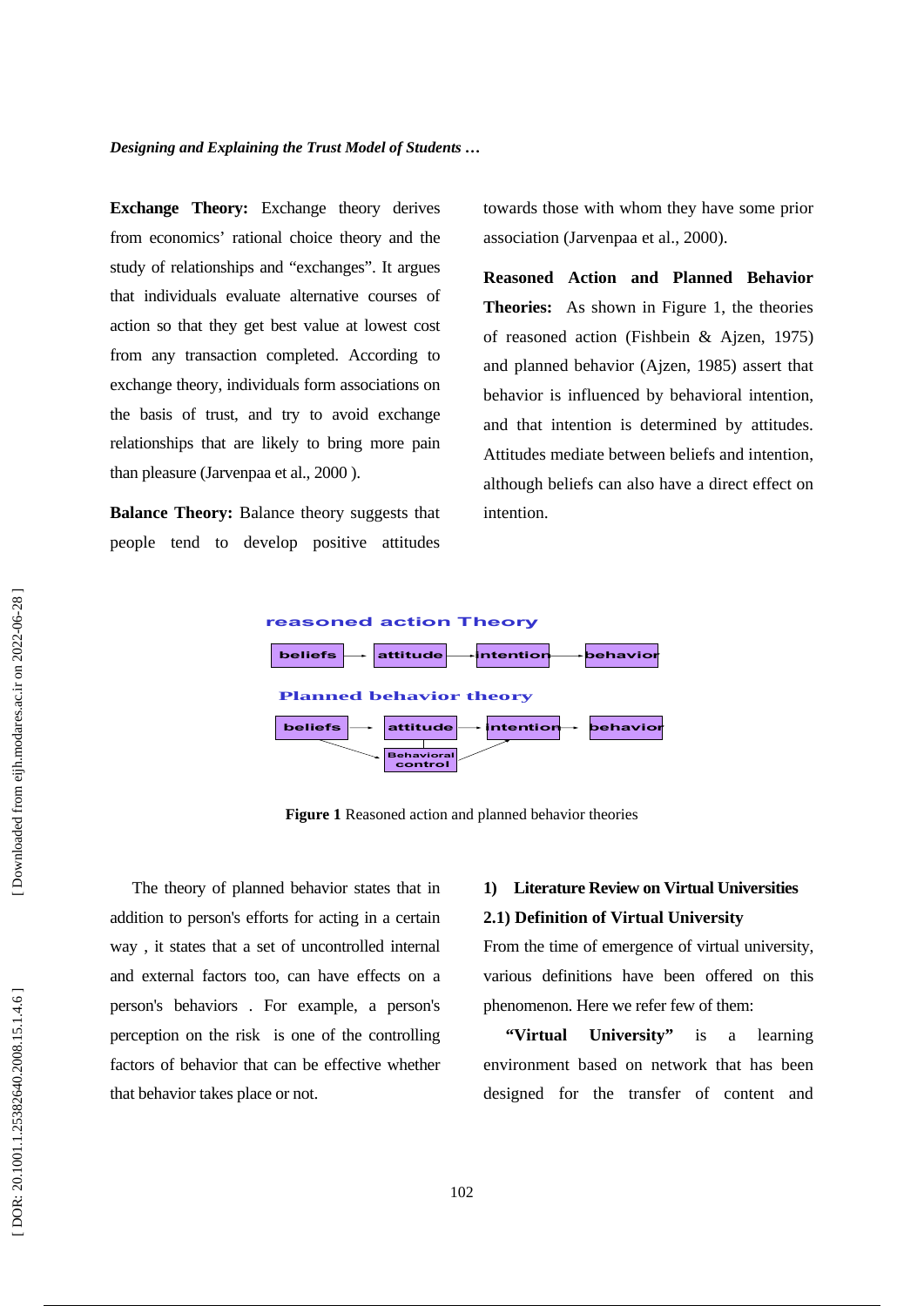**Exchange Theory:** Exchange theory derives from economics' rational choice theory and the study of relationships and "exchanges". It argues that individuals evaluate alternative courses of action so that they get best value at lowest cost from any transaction completed. According to exchange theory, individuals form associations on the basis of trust, and try to avoid exchange relationships that are likely to bring more pain than pleasure (Jarvenpaa et al., 2000 ).

**Balance Theory:** Balance theory suggests that people tend to develop positive attitudes towards those with whom they have some prior association (Jarvenpaa et al., 2000).

**Reasoned Action and Planned Behavior Theories:** As shown in Figure 1, the theories of reasoned action (Fishbein & Ajzen, 1975) and planned behavior (Ajzen, 1985) assert that behavior is influenced by behavioral intention, and that intention is determined by attitudes. Attitudes mediate between beliefs and intention, although beliefs can also have a direct effect on intention.

reasoned action Theory

beliefs → attitude → intention → behavior

Planned behavior theory

beliefs → attitude → intention → behavior

beliefs → Behavioral control → intention

**Figure 1** Reasoned action and planned behavior theories

The theory of planned behavior states that in addition to person's efforts for acting in a certain way , it states that a set of uncontrolled internal and external factors too, can have effects on a person's behaviors . For example, a person's perception on the risk is one of the controlling factors of behavior that can be effective whether that behavior takes place or not.

## 1) Literature Review on Virtual Universities

### 2.1) Definition of Virtual University

From the time of emergence of virtual university, various definitions have been offered on this phenomenon. Here we refer few of them:

**"Virtual University"** is a learning environment based on network that has been designed for the transfer of content and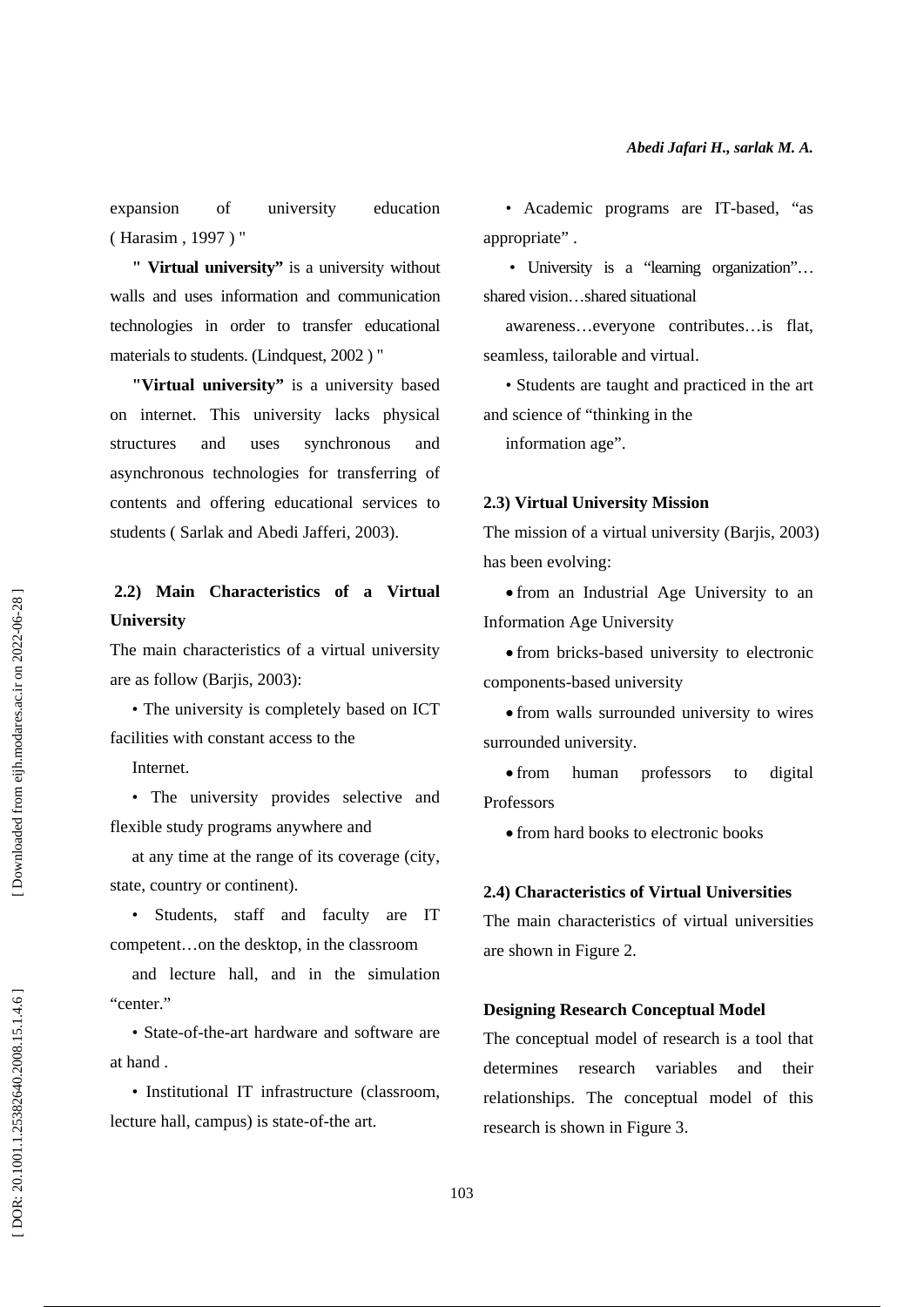expansion of university education ( Harasim , 1997 ) "

" **Virtual university"** is a university without walls and uses information and communication technologies in order to transfer educational materials to students. (Lindquest, 2002 ) "

**"Virtual university"** is a university based on internet. This university lacks physical structures and uses synchronous and asynchronous technologies for transferring of contents and offering educational services to students ( Sarlak and Abedi Jafferi, 2003).

## 2.2) Main Characteristics of a Virtual University

The main characteristics of a virtual university are as follow (Barjis, 2003):

- The university is completely based on ICT facilities with constant access to the Internet.
- The university provides selective and flexible study programs anywhere and at any time at the range of its coverage (city, state, country or continent).
- Students, staff and faculty are IT competent…on the desktop, in the classroom and lecture hall, and in the simulation "center."
- State-of-the-art hardware and software are at hand .
- Institutional IT infrastructure (classroom, lecture hall, campus) is state-of-the art.
- Academic programs are IT-based, "as appropriate" .
- University is a "learning organization"…shared vision…shared situational awareness…everyone contributes…is flat, seamless, tailorable and virtual.
- Students are taught and practiced in the art and science of "thinking in the information age".

## 2.3) Virtual University Mission

The mission of a virtual university (Barjis, 2003) has been evolving:

- from an Industrial Age University to an Information Age University
- from bricks-based university to electronic components-based university
- from walls surrounded university to wires surrounded university.
- from human professors to digital Professors
- from hard books to electronic books

## 2.4) Characteristics of Virtual Universities

The main characteristics of virtual universities are shown in Figure 2.

## Designing Research Conceptual Model

The conceptual model of research is a tool that determines research variables and their relationships. The conceptual model of this research is shown in Figure 3.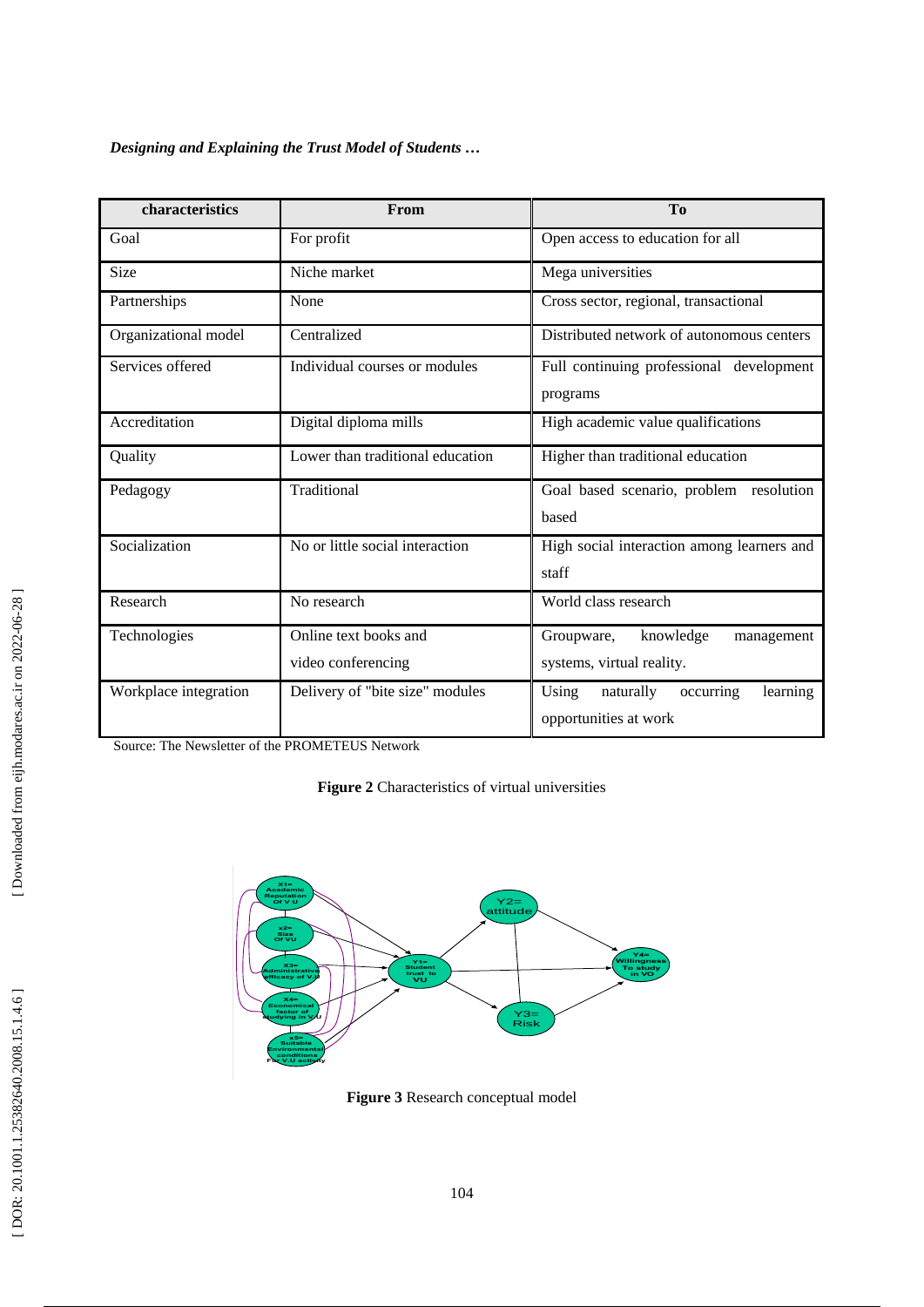| characteristics | From | To |
|---|---|---|
| Goal | For profit | Open access to education for all |
| Size | Niche market | Mega universities |
| Partnerships | None | Cross sector, regional, transactional |
| Organizational model | Centralized | Distributed network of autonomous centers |
| Services offered | Individual courses or modules | Full continuing professional development programs |
| Accreditation | Digital diploma mills | High academic value qualifications |
| Quality | Lower than traditional education | Higher than traditional education |
| Pedagogy | Traditional | Goal based scenario, problem resolution based |
| Socialization | No or little social interaction | High social interaction among learners and staff |
| Research | No research | World class research |
| Technologies | Online text books and video conferencing | Groupware, knowledge management systems, virtual reality. |
| Workplace integration | Delivery of "bite size" modules | Using naturally occurring learning opportunities at work |

Source: The Newsletter of the PROMETEUS Network

**Figure 2** Characteristics of virtual universities

**Figure 3** Research conceptual model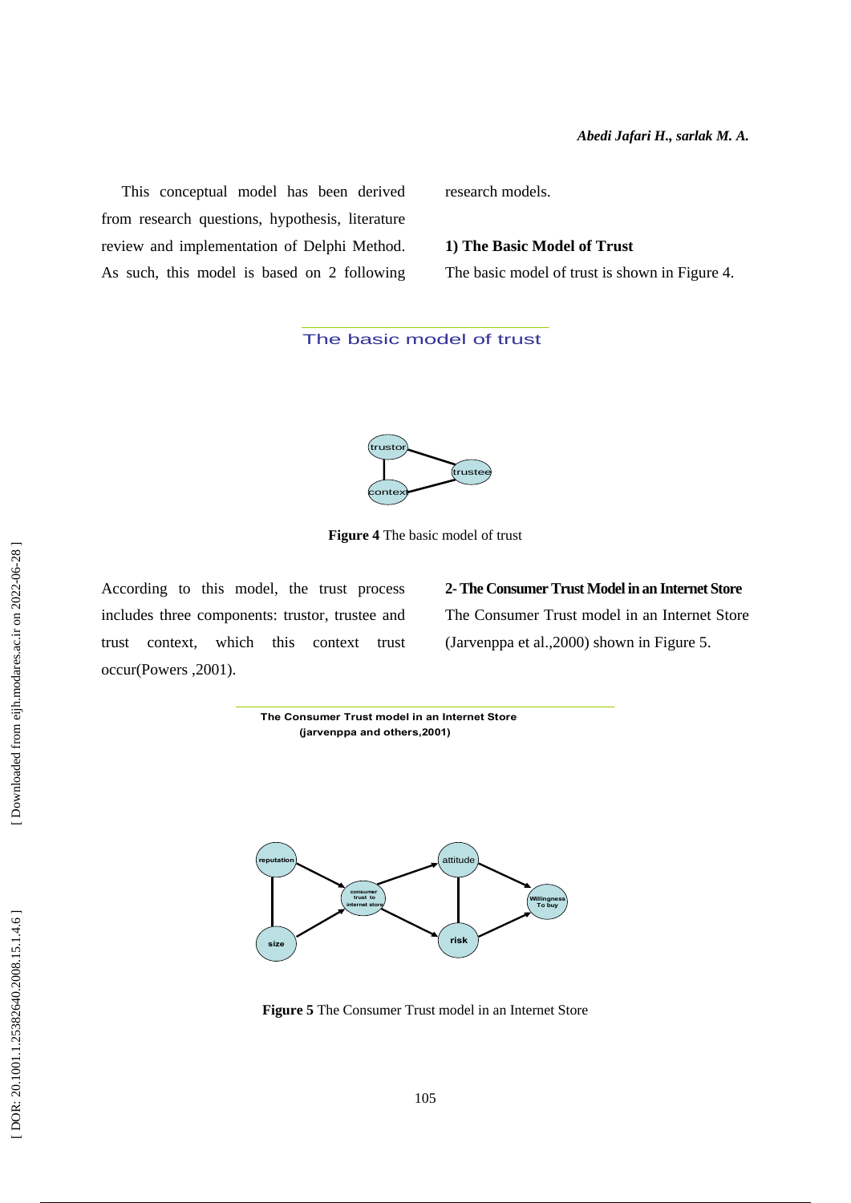This conceptual model has been derived from research questions, hypothesis, literature review and implementation of Delphi Method. As such, this model is based on 2 following research models.

**1) The Basic Model of Trust**

The basic model of trust is shown in Figure 4.

**Figure 4** The basic model of trust

According to this model, the trust process includes three components: trustor, trustee and trust context, which this context trust occur(Powers ,2001).

**2- The Consumer Trust Model in an Internet Store**

The Consumer Trust model in an Internet Store (Jarvenppa et al.,2000) shown in Figure 5.

**Figure 5** The Consumer Trust model in an Internet Store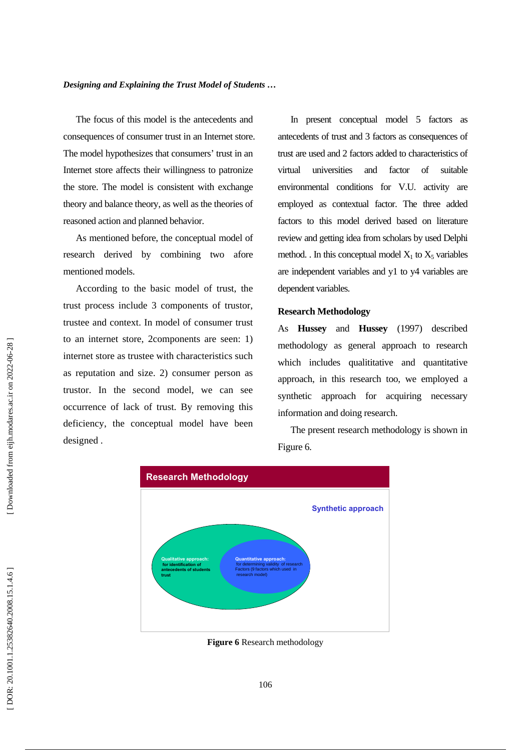The focus of this model is the antecedents and consequences of consumer trust in an Internet store. The model hypothesizes that consumers' trust in an Internet store affects their willingness to patronize the store. The model is consistent with exchange theory and balance theory, as well as the theories of reasoned action and planned behavior.

As mentioned before, the conceptual model of research derived by combining two afore mentioned models.

According to the basic model of trust, the trust process include 3 components of trustor, trustee and context. In model of consumer trust to an internet store, 2components are seen: 1) internet store as trustee with characteristics such as reputation and size. 2) consumer person as trustor. In the second model, we can see occurrence of lack of trust. By removing this deficiency, the conceptual model have been designed .

In present conceptual model 5 factors as antecedents of trust and 3 factors as consequences of trust are used and 2 factors added to characteristics of virtual universities and factor of suitable environmental conditions for V.U. activity are employed as contextual factor. The three added factors to this model derived based on literature review and getting idea from scholars by used Delphi method. . In this conceptual model $X_1$ to $X_5$ variables are independent variables and y1 to y4 variables are dependent variables.

## Research Methodology

As **Hussey** and **Hussey** (1997) described methodology as general approach to research which includes qualititative and quantitative approach, in this research too, we employed a synthetic approach for acquiring necessary information and doing research.

The present research methodology is shown in Figure 6.

Research Methodology

Synthetic approach

Qualitative approach: for identification of antecedents of students trust

Quantitative approach: for determining validity of research Factors (9 factors which used in research model)

**Figure 6** Research methodology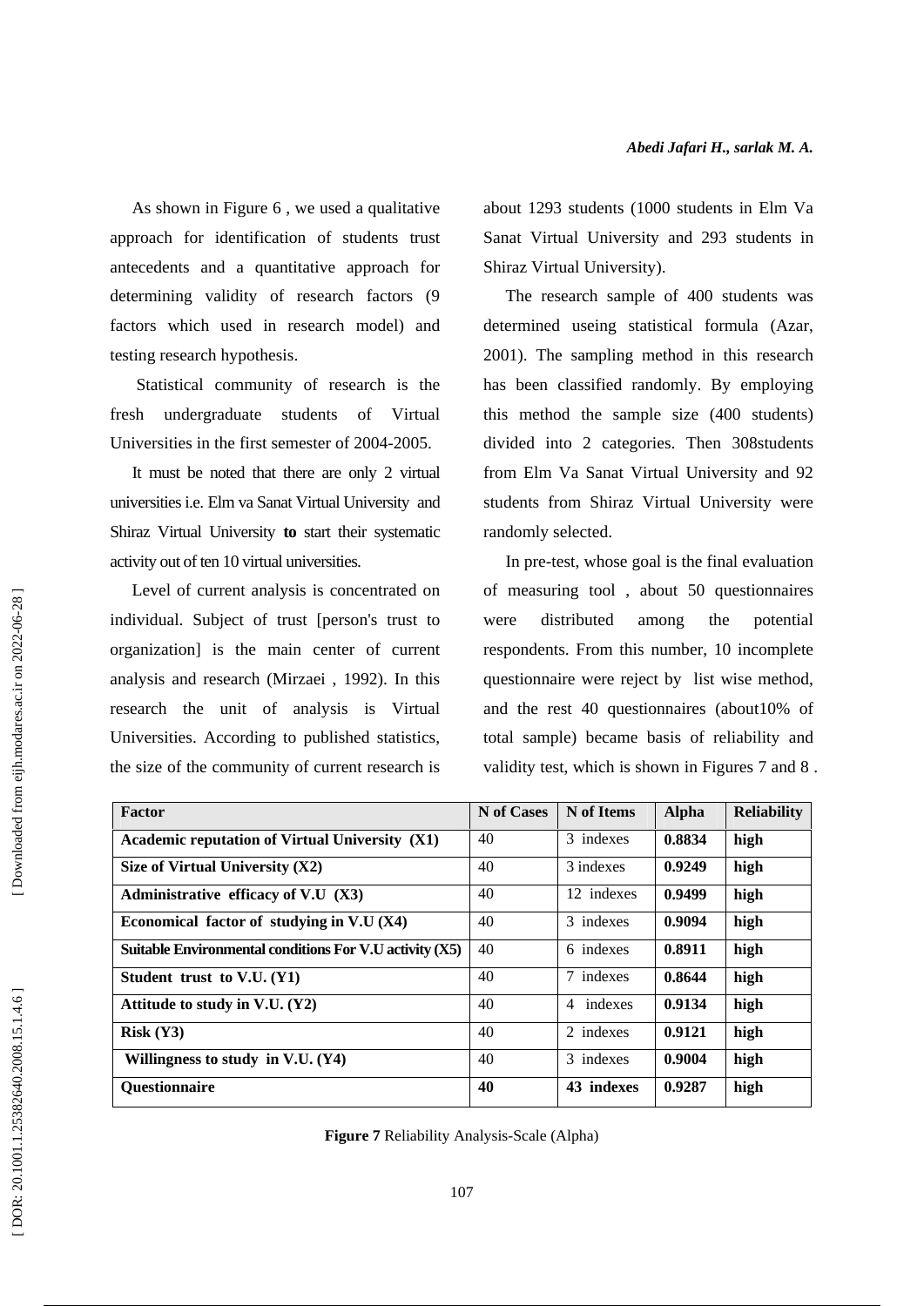As shown in Figure 6 , we used a qualitative approach for identification of students trust antecedents and a quantitative approach for determining validity of research factors (9 factors which used in research model) and testing research hypothesis.

Statistical community of research is the fresh undergraduate students of Virtual Universities in the first semester of 2004-2005.

It must be noted that there are only 2 virtual universities i.e. Elm va Sanat Virtual University and Shiraz Virtual University **to** start their systematic activity out of ten 10 virtual universities.

Level of current analysis is concentrated on individual. Subject of trust [person's trust to organization] is the main center of current analysis and research (Mirzaei , 1992). In this research the unit of analysis is Virtual Universities. According to published statistics, the size of the community of current research is about 1293 students (1000 students in Elm Va Sanat Virtual University and 293 students in Shiraz Virtual University).

The research sample of 400 students was determined useing statistical formula (Azar, 2001). The sampling method in this research has been classified randomly. By employing this method the sample size (400 students) divided into 2 categories. Then 308students from Elm Va Sanat Virtual University and 92 students from Shiraz Virtual University were randomly selected.

In pre-test, whose goal is the final evaluation of measuring tool , about 50 questionnaires were distributed among the potential respondents. From this number, 10 incomplete questionnaire were reject by list wise method, and the rest 40 questionnaires (about10% of total sample) became basis of reliability and validity test, which is shown in Figures 7 and 8 .

| Factor | N of Cases | N of Items | Alpha | Reliability |
|---|---|---|---|---|
| **Academic reputation of Virtual University (X1)** | 40 | 3 indexes | **0.8834** | **high** |
| **Size of Virtual University (X2)** | 40 | 3 indexes | **0.9249** | **high** |
| **Administrative efficacy of V.U (X3)** | 40 | 12 indexes | **0.9499** | **high** |
| **Economical factor of studying in V.U (X4)** | 40 | 3 indexes | **0.9094** | **high** |
| **Suitable Environmental conditions For V.U activity (X5)** | 40 | 6 indexes | **0.8911** | **high** |
| **Student trust to V.U. (Y1)** | 40 | 7 indexes | **0.8644** | **high** |
| **Attitude to study in V.U. (Y2)** | 40 | 4 indexes | **0.9134** | **high** |
| **Risk (Y3)** | 40 | 2 indexes | **0.9121** | **high** |
| **Willingness to study in V.U. (Y4)** | 40 | 3 indexes | **0.9004** | **high** |
| **Questionnaire** | **40** | **43 indexes** | **0.9287** | **high** |

**Figure 7** Reliability Analysis-Scale (Alpha)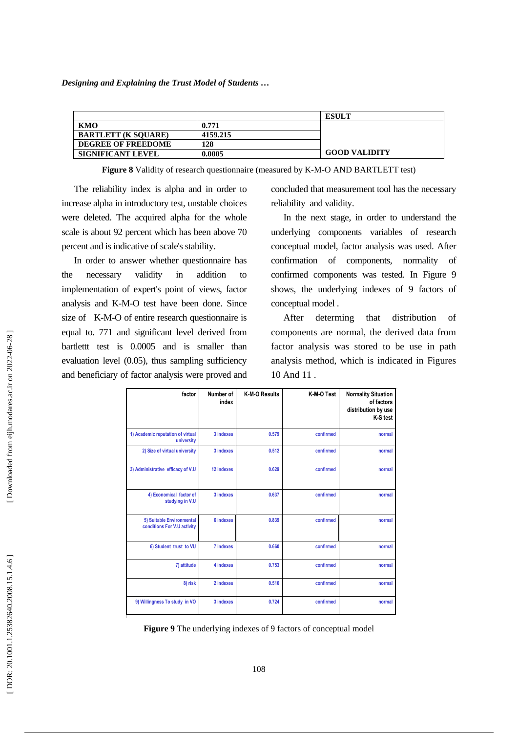| | | ESULT |
|---|---|---|
| KMO | 0.771 | |
| BARTLETT (K SQUARE) | 4159.215 | |
| DEGREE OF FREEDOME | 128 | |
| SIGNIFICANT LEVEL | 0.0005 | GOOD VALIDITY |

**Figure 8** Validity of research questionnaire (measured by K-M-O AND BARTLETT test)

The reliability index is alpha and in order to increase alpha in introductory test, unstable choices were deleted. The acquired alpha for the whole scale is about 92 percent which has been above 70 percent and is indicative of scale's stability.

In order to answer whether questionnaire has the necessary validity in addition to implementation of expert's point of views, factor analysis and K-M-O test have been done. Since size of K-M-O of entire research questionnaire is equal to. 771 and significant level derived from bartlettt test is 0.0005 and is smaller than evaluation level (0.05), thus sampling sufficiency and beneficiary of factor analysis were proved and concluded that measurement tool has the necessary reliability and validity.

In the next stage, in order to understand the underlying components variables of research conceptual model, factor analysis was used. After confirmation of components, normality of confirmed components was tested. In Figure 9 shows, the underlying indexes of 9 factors of conceptual model .

After determing that distribution of components are normal, the derived data from factor analysis was stored to be use in path analysis method, which is indicated in Figures 10 And 11 .

| factor | Number of index | K-M-O Results | K-M-O Test | Normality Situation of factors distribution by use K-S test |
|---|---|---|---|---|
| 1) Academic reputation of virtual university | 3 indexes | 0.579 | confirmed | normal |
| 2) Size of virtual university | 3 indexes | 0.512 | confirmed | normal |
| 3) Administrative efficacy of V.U | 12 indexes | 0.629 | confirmed | normal |
| 4) Economical factor of studying in V.U | 3 indexes | 0.637 | confirmed | normal |
| 5) Suitable Environmental conditions For V.U activity | 6 indexes | 0.839 | confirmed | normal |
| 6) Student trust to VU | 7 indexes | 0.660 | confirmed | normal |
| 7) attitude | 4 indexes | 0.753 | confirmed | normal |
| 8) risk | 2 indexes | 0.510 | confirmed | normal |
| 9) Willingness To study in VO | 3 indexes | 0.724 | confirmed | normal |

**Figure 9** The underlying indexes of 9 factors of conceptual model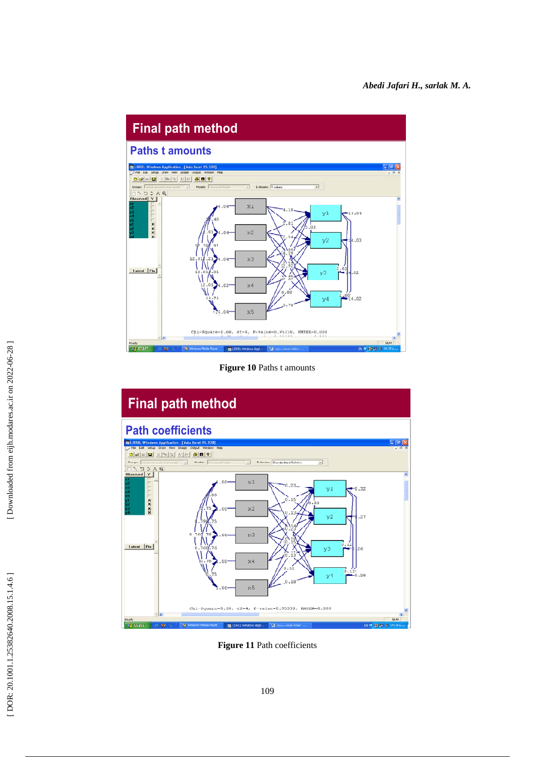**Figure 10** Paths t amounts

**Figure 11** Path coefficients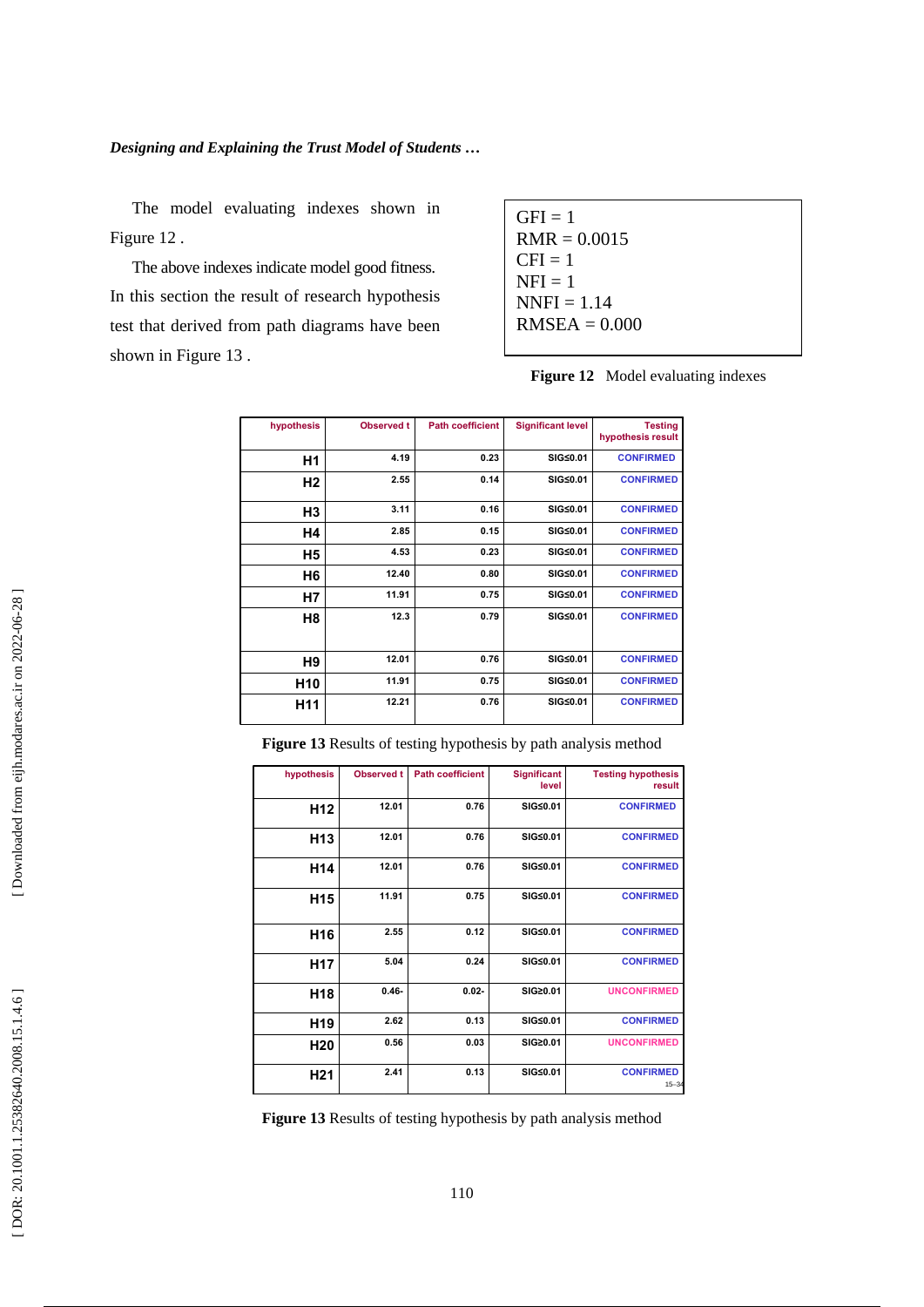The model evaluating indexes shown in Figure 12 .

The above indexes indicate model good fitness. In this section the result of research hypothesis test that derived from path diagrams have been shown in Figure 13 .

GFI = 1
RMR = 0.0015
CFI = 1
NFI = 1
NNFI = 1.14
RMSEA = 0.000

**Figure 12** Model evaluating indexes

| hypothesis | Observed t | Path coefficient | Significant level | Testing hypothesis result |
|---|---|---|---|---|
| H1 | 4.19 | 0.23 | SIG≤0.01 | CONFIRMED |
| H2 | 2.55 | 0.14 | SIG≤0.01 | CONFIRMED |
| H3 | 3.11 | 0.16 | SIG≤0.01 | CONFIRMED |
| H4 | 2.85 | 0.15 | SIG≤0.01 | CONFIRMED |
| H5 | 4.53 | 0.23 | SIG≤0.01 | CONFIRMED |
| H6 | 12.40 | 0.80 | SIG≤0.01 | CONFIRMED |
| H7 | 11.91 | 0.75 | SIG≤0.01 | CONFIRMED |
| H8 | 12.3 | 0.79 | SIG≤0.01 | CONFIRMED |
| H9 | 12.01 | 0.76 | SIG≤0.01 | CONFIRMED |
| H10 | 11.91 | 0.75 | SIG≤0.01 | CONFIRMED |
| H11 | 12.21 | 0.76 | SIG≤0.01 | CONFIRMED |

**Figure 13** Results of testing hypothesis by path analysis method

| hypothesis | Observed t | Path coefficient | Significant level | Testing hypothesis result |
|---|---|---|---|---|
| H12 | 12.01 | 0.76 | SIG≤0.01 | CONFIRMED |
| H13 | 12.01 | 0.76 | SIG≤0.01 | CONFIRMED |
| H14 | 12.01 | 0.76 | SIG≤0.01 | CONFIRMED |
| H15 | 11.91 | 0.75 | SIG≤0.01 | CONFIRMED |
| H16 | 2.55 | 0.12 | SIG≤0.01 | CONFIRMED |
| H17 | 5.04 | 0.24 | SIG≤0.01 | CONFIRMED |
| H18 | 0.46- | 0.02- | SIG≥0.01 | UNCONFIRMED |
| H19 | 2.62 | 0.13 | SIG≤0.01 | CONFIRMED |
| H20 | 0.56 | 0.03 | SIG≥0.01 | UNCONFIRMED |
| H21 | 2.41 | 0.13 | SIG≤0.01 | CONFIRMED |

**Figure 13** Results of testing hypothesis by path analysis method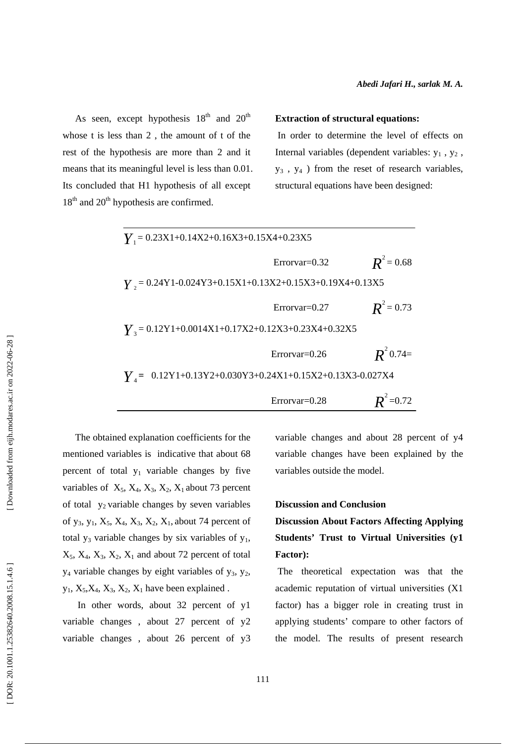As seen, except hypothesis 18[th] and 20[th] whose t is less than 2 , the amount of t of the rest of the hypothesis are more than 2 and it means that its meaningful level is less than 0.01. Its concluded that H1 hypothesis of all except 18[th] and 20[th] hypothesis are confirmed.

**Extraction of structural equations:**

In order to determine the level of effects on Internal variables (dependent variables: $y_1$ , $y_2$ , $y_3$ , $y_4$ ) from the reset of research variables, structural equations have been designed:

$$Y_1 = 0.23X1+0.14X2+0.16X3+0.15X4+0.23X5$$

Errorvar=0.32 $\quad R^2 = 0.68$

$$Y_2 = 0.24Y1-0.024Y3+0.15X1+0.13X2+0.15X3+0.19X4+0.13X5$$

Errorvar=0.27 $\quad R^2 = 0.73$

$$Y_3 = 0.12Y1+0.0014X1+0.17X2+0.12X3+0.23X4+0.32X5$$

Errorvar=0.26 $\quad R^2$ 0.74=

$$Y_4 = 0.12Y1+0.13Y2+0.030Y3+0.24X1+0.15X2+0.13X3-0.027X4$$

Errorvar=0.28 $\quad R^2 = 0.72$

The obtained explanation coefficients for the mentioned variables is indicative that about 68 percent of total $y_1$ variable changes by five variables of $X_5$, $X_4$, $X_3$, $X_2$, $X_1$ about 73 percent of total $y_2$ variable changes by seven variables of $y_3$, $y_1$, $X_5$, $X_4$, $X_3$, $X_2$, $X_1$, about 74 percent of total $y_3$ variable changes by six variables of $y_1$, $X_5$, $X_4$, $X_3$, $X_2$, $X_1$ and about 72 percent of total $y_4$ variable changes by eight variables of $y_3$, $y_2$, $y_1$, $X_5$,$X_4$, $X_3$, $X_2$, $X_1$ have been explained .

In other words, about 32 percent of y1 variable changes , about 27 percent of y2 variable changes , about 26 percent of y3 variable changes and about 28 percent of y4 variable changes have been explained by the variables outside the model.

## Discussion and Conclusion

### Discussion About Factors Affecting Applying Students' Trust to Virtual Universities (y1 Factor):

The theoretical expectation was that the academic reputation of virtual universities (X1 factor) has a bigger role in creating trust in applying students' compare to other factors of the model. The results of present research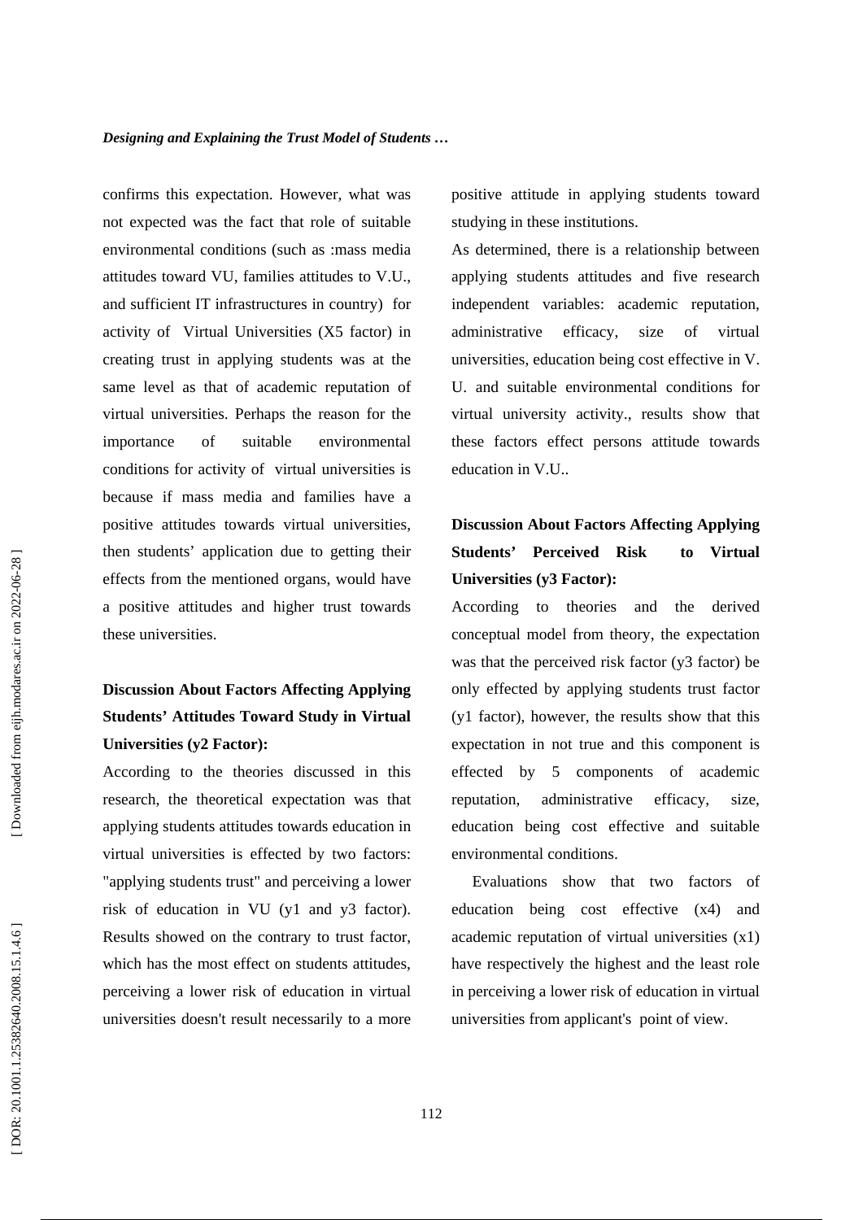confirms this expectation. However, what was not expected was the fact that role of suitable environmental conditions (such as :mass media attitudes toward VU, families attitudes to V.U., and sufficient IT infrastructures in country) for activity of Virtual Universities (X5 factor) in creating trust in applying students was at the same level as that of academic reputation of virtual universities. Perhaps the reason for the importance of suitable environmental conditions for activity of virtual universities is because if mass media and families have a positive attitudes towards virtual universities, then students' application due to getting their effects from the mentioned organs, would have a positive attitudes and higher trust towards these universities.

## Discussion About Factors Affecting Applying Students' Attitudes Toward Study in Virtual Universities (y2 Factor):

According to the theories discussed in this research, the theoretical expectation was that applying students attitudes towards education in virtual universities is effected by two factors: "applying students trust" and perceiving a lower risk of education in VU (y1 and y3 factor). Results showed on the contrary to trust factor, which has the most effect on students attitudes, perceiving a lower risk of education in virtual universities doesn't result necessarily to a more positive attitude in applying students toward studying in these institutions.

As determined, there is a relationship between applying students attitudes and five research independent variables: academic reputation, administrative efficacy, size of virtual universities, education being cost effective in V. U. and suitable environmental conditions for virtual university activity., results show that these factors effect persons attitude towards education in V.U..

## Discussion About Factors Affecting Applying Students' Perceived Risk to Virtual Universities (y3 Factor):

According to theories and the derived conceptual model from theory, the expectation was that the perceived risk factor (y3 factor) be only effected by applying students trust factor (y1 factor), however, the results show that this expectation in not true and this component is effected by 5 components of academic reputation, administrative efficacy, size, education being cost effective and suitable environmental conditions.

Evaluations show that two factors of education being cost effective (x4) and academic reputation of virtual universities (x1) have respectively the highest and the least role in perceiving a lower risk of education in virtual universities from applicant's point of view.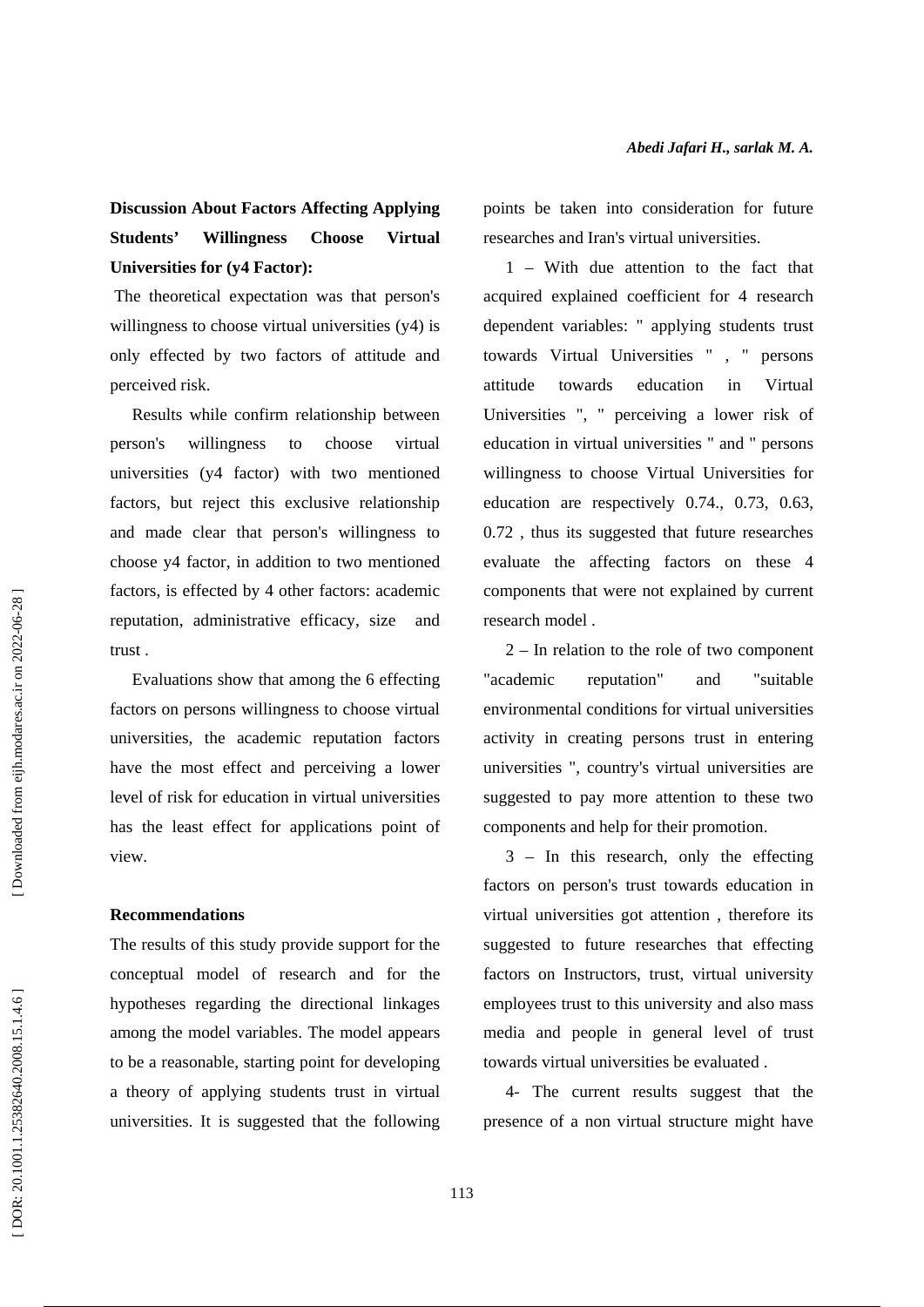**Discussion About Factors Affecting Applying Students' Willingness Choose Virtual Universities for (y4 Factor):**

The theoretical expectation was that person's willingness to choose virtual universities (y4) is only effected by two factors of attitude and perceived risk.

Results while confirm relationship between person's willingness to choose virtual universities (y4 factor) with two mentioned factors, but reject this exclusive relationship and made clear that person's willingness to choose y4 factor, in addition to two mentioned factors, is effected by 4 other factors: academic reputation, administrative efficacy, size and trust .

Evaluations show that among the 6 effecting factors on persons willingness to choose virtual universities, the academic reputation factors have the most effect and perceiving a lower level of risk for education in virtual universities has the least effect for applications point of view.

**Recommendations**

The results of this study provide support for the conceptual model of research and for the hypotheses regarding the directional linkages among the model variables. The model appears to be a reasonable, starting point for developing a theory of applying students trust in virtual universities. It is suggested that the following points be taken into consideration for future researches and Iran's virtual universities.

1 – With due attention to the fact that acquired explained coefficient for 4 research dependent variables: " applying students trust towards Virtual Universities " , " persons attitude towards education in Virtual Universities ", " perceiving a lower risk of education in virtual universities " and " persons willingness to choose Virtual Universities for education are respectively 0.74., 0.73, 0.63, 0.72 , thus its suggested that future researches evaluate the affecting factors on these 4 components that were not explained by current research model .

2 – In relation to the role of two component "academic reputation" and "suitable environmental conditions for virtual universities activity in creating persons trust in entering universities ", country's virtual universities are suggested to pay more attention to these two components and help for their promotion.

3 – In this research, only the effecting factors on person's trust towards education in virtual universities got attention , therefore its suggested to future researches that effecting factors on Instructors, trust, virtual university employees trust to this university and also mass media and people in general level of trust towards virtual universities be evaluated .

4- The current results suggest that the presence of a non virtual structure might have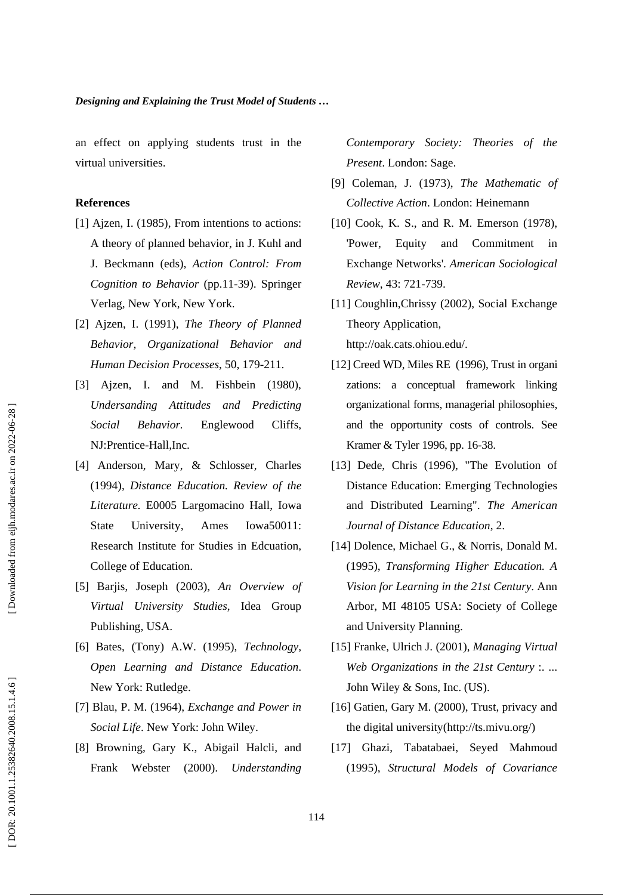an effect on applying students trust in the virtual universities.

**References**

[1] Ajzen, I. (1985), From intentions to actions: A theory of planned behavior, in J. Kuhl and J. Beckmann (eds), *Action Control: From Cognition to Behavior* (pp.11-39). Springer Verlag, New York, New York.

[2] Ajzen, I. (1991), *The Theory of Planned Behavior, Organizational Behavior and Human Decision Processes*, 50, 179-211.

[3] Ajzen, I. and M. Fishbein (1980), *Undersanding Attitudes and Predicting Social Behavior.* Englewood Cliffs, NJ:Prentice-Hall,Inc.

[4] Anderson, Mary, & Schlosser, Charles (1994), *Distance Education. Review of the Literature.* E0005 Largomacino Hall, Iowa State University, Ames Iowa50011: Research Institute for Studies in Edcuation, College of Education.

[5] Barjis, Joseph (2003), *An Overview of Virtual University Studies*, Idea Group Publishing, USA.

[6] Bates, (Tony) A.W. (1995), *Technology, Open Learning and Distance Education*. New York: Rutledge.

[7] Blau, P. M. (1964), *Exchange and Power in Social Life*. New York: John Wiley.

[8] Browning, Gary K., Abigail Halcli, and Frank Webster (2000). *Understanding Contemporary Society: Theories of the Present*. London: Sage.

[9] Coleman, J. (1973), *The Mathematic of Collective Action*. London: Heinemann

[10] Cook, K. S., and R. M. Emerson (1978), 'Power, Equity and Commitment in Exchange Networks'. *American Sociological Review*, 43: 721-739.

[11] Coughlin,Chrissy (2002), Social Exchange Theory Application, http://oak.cats.ohiou.edu/.

[12] Creed WD, Miles RE (1996), Trust in organi zations: a conceptual framework linking organizational forms, managerial philosophies, and the opportunity costs of controls. See Kramer & Tyler 1996, pp. 16-38.

[13] Dede, Chris (1996), "The Evolution of Distance Education: Emerging Technologies and Distributed Learning". *The American Journal of Distance Education*, 2.

[14] Dolence, Michael G., & Norris, Donald M. (1995), *Transforming Higher Education. A Vision for Learning in the 21st Century*. Ann Arbor, MI 48105 USA: Society of College and University Planning.

[15] Franke, Ulrich J. (2001), *Managing Virtual Web Organizations in the 21st Century* :. ... John Wiley & Sons, Inc. (US).

[16] Gatien, Gary M. (2000), Trust, privacy and the digital university(http://ts.mivu.org/)

[17] Ghazi, Tabatabaei, Seyed Mahmoud (1995), *Structural Models of Covariance*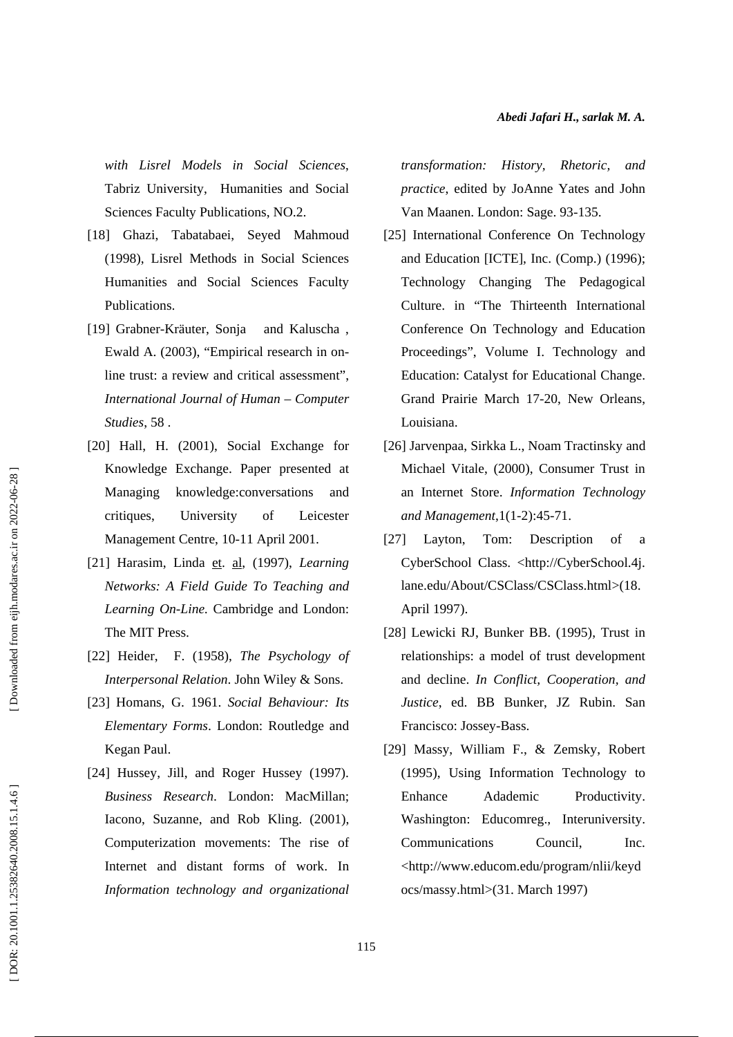*with Lisrel Models in Social Sciences*, Tabriz University, Humanities and Social Sciences Faculty Publications, NO.2.

[18] Ghazi, Tabatabaei, Seyed Mahmoud (1998), Lisrel Methods in Social Sciences Humanities and Social Sciences Faculty Publications.

[19] Grabner-Kräuter, Sonja and Kaluscha , Ewald A. (2003), "Empirical research in on-line trust: a review and critical assessment", *International Journal of Human – Computer Studies*, 58 .

[20] Hall, H. (2001), Social Exchange for Knowledge Exchange. Paper presented at Managing knowledge:conversations and critiques, University of Leicester Management Centre, 10-11 April 2001.

[21] Harasim, Linda et. al, (1997), *Learning Networks: A Field Guide To Teaching and Learning On-Line.* Cambridge and London: The MIT Press.

[22] Heider, F. (1958), *The Psychology of Interpersonal Relation*. John Wiley & Sons.

[23] Homans, G. 1961. *Social Behaviour: Its Elementary Forms*. London: Routledge and Kegan Paul.

[24] Hussey, Jill, and Roger Hussey (1997). *Business Research*. London: MacMillan; Iacono, Suzanne, and Rob Kling. (2001), Computerization movements: The rise of Internet and distant forms of work. In *Information technology and organizational transformation: History, Rhetoric, and practice*, edited by JoAnne Yates and John Van Maanen. London: Sage. 93-135.

[25] International Conference On Technology and Education [ICTE], Inc. (Comp.) (1996); Technology Changing The Pedagogical Culture. in "The Thirteenth International Conference On Technology and Education Proceedings", Volume I. Technology and Education: Catalyst for Educational Change. Grand Prairie March 17-20, New Orleans, Louisiana.

[26] Jarvenpaa, Sirkka L., Noam Tractinsky and Michael Vitale, (2000), Consumer Trust in an Internet Store. *Information Technology and Management*,1(1-2):45-71.

[27] Layton, Tom: Description of a CyberSchool Class. <http://CyberSchool.4j.lane.edu/About/CSClass/CSClass.html>(18. April 1997).

[28] Lewicki RJ, Bunker BB. (1995), Trust in relationships: a model of trust development and decline. *In Conflict, Cooperation, and Justice*, ed. BB Bunker, JZ Rubin. San Francisco: Jossey-Bass.

[29] Massy, William F., & Zemsky, Robert (1995), Using Information Technology to Enhance Adademic Productivity. Washington: Educomreg., Interuniversity. Communications Council, Inc. <http://www.educom.edu/program/nlii/keydocs/massy.html>(31. March 1997)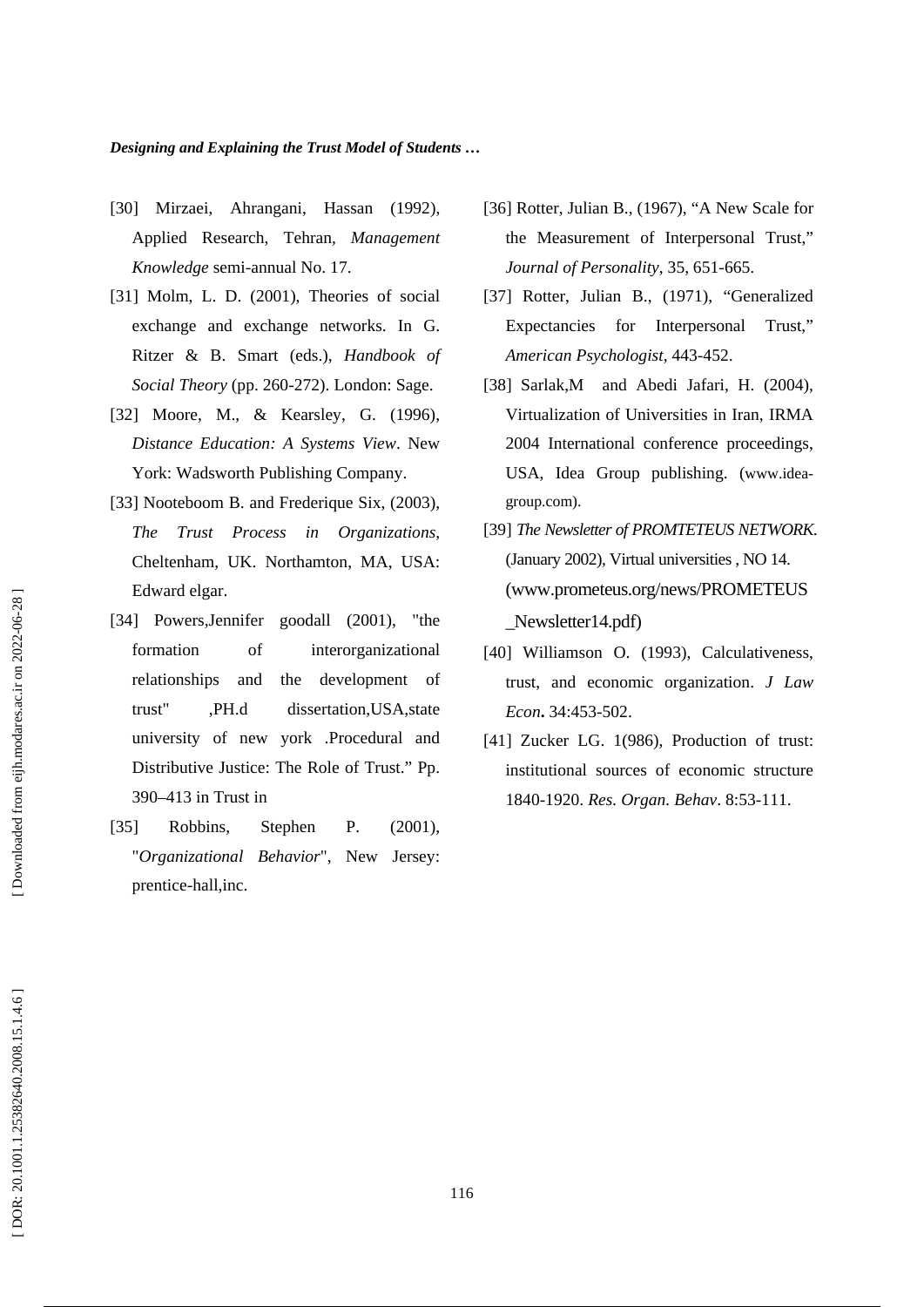[30] Mirzaei, Ahrangani, Hassan (1992), Applied Research, Tehran, *Management Knowledge* semi-annual No. 17.

[31] Molm, L. D. (2001), Theories of social exchange and exchange networks. In G. Ritzer & B. Smart (eds.), *Handbook of Social Theory* (pp. 260-272). London: Sage.

[32] Moore, M., & Kearsley, G. (1996), *Distance Education: A Systems View*. New York: Wadsworth Publishing Company.

[33] Nooteboom B. and Frederique Six, (2003), *The Trust Process in Organizations*, Cheltenham, UK. Northamton, MA, USA: Edward elgar.

[34] Powers,Jennifer goodall (2001), "the formation of interorganizational relationships and the development of trust" ,PH.d dissertation,USA,state university of new york .Procedural and Distributive Justice: The Role of Trust." Pp. 390–413 in Trust in

[35] Robbins, Stephen P. (2001), "*Organizational Behavior*", New Jersey: prentice-hall,inc.

[36] Rotter, Julian B., (1967), "A New Scale for the Measurement of Interpersonal Trust," *Journal of Personality*, 35, 651-665.

[37] Rotter, Julian B., (1971), "Generalized Expectancies for Interpersonal Trust," *American Psychologist*, 443-452.

[38] Sarlak,M and Abedi Jafari, H. (2004), Virtualization of Universities in Iran, IRMA 2004 International conference proceedings, USA, Idea Group publishing. (www.idea-group.com).

[39] *The Newsletter of PROMTETEUS NETWORK*. (January 2002), Virtual universities , NO 14. (www.prometeus.org/news/PROMETEUS_Newsletter14.pdf)

[40] Williamson O. (1993), Calculativeness, trust, and economic organization. *J Law Econ***.** 34:453-502.

[41] Zucker LG. 1(986), Production of trust: institutional sources of economic structure 1840-1920. *Res. Organ. Behav*. 8:53-111.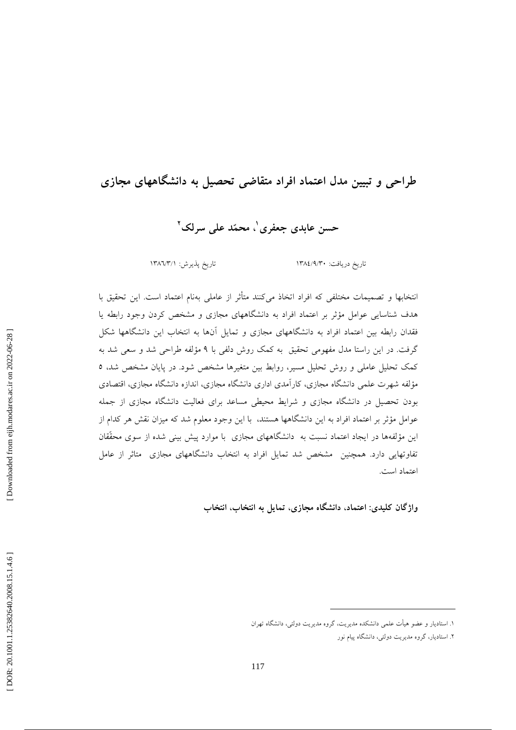# طراحی و تبیین مدل اعتماد افراد متقاضی تحصیل به دانشگاههای مجازی

**حسن عابدی جعفری[۱]، محمّد علی سرلک[۲]**

تاریخ دریافت: ۱۳۸٤/۹/۳۰ تاریخ پذیرش: ۱۳۸٦/۳/۱

انتخابها و تصمیمات مختلفی که افراد اتخاذ می‌کنند متأثر از عاملی به‌نام اعتماد است. این تحقیق با هدف شناسایی عوامل مؤثر بر اعتماد افراد به دانشگاههای مجازی و مشخص کردن وجود رابطه یا فقدان رابطه بین اعتماد افراد به دانشگاههای مجازی و تمایل آن‌ها به انتخاب این دانشگاهها شکل گرفت. در این راستا مدل مفهومی تحقیق به کمک روش دلفی با ۹ مؤلفه طراحی شد و سعی شد به کمک تحلیل عاملی و روش تحلیل مسیر، روابط بین متغیرها مشخص شود. در پایان مشخص شد، ۵ مؤلفه شهرت علمی دانشگاه مجازی، کارآمدی اداری دانشگاه مجازی، اندازه دانشگاه مجازی، اقتصادی بودن تحصیل در دانشگاه مجازی و شرایط محیطی مساعد برای فعالیت دانشگاه مجازی از جمله عوامل مؤثر بر اعتماد افراد به این دانشگاهها هستند، با این وجود معلوم شد که میزان نقش هر کدام از این مؤلفه‌ها در ایجاد اعتماد نسبت به دانشگاههای مجازی با موارد پیش بینی شده از سوی محقّقان تفاوتهایی دارد. همچنین مشخص شد تمایل افراد به انتخاب دانشگاههای مجازی متاثر از عامل اعتماد است.

**واژگان کلیدی: اعتماد، دانشگاه مجازی، تمایل به انتخاب، انتخاب**

---

۱. استادیار و عضو هیأت علمی دانشکده مدیریت، گروه مدیریت دولتی، دانشگاه تهران

۲. استادیار، گروه مدیریت دولتی، دانشگاه پیام نور